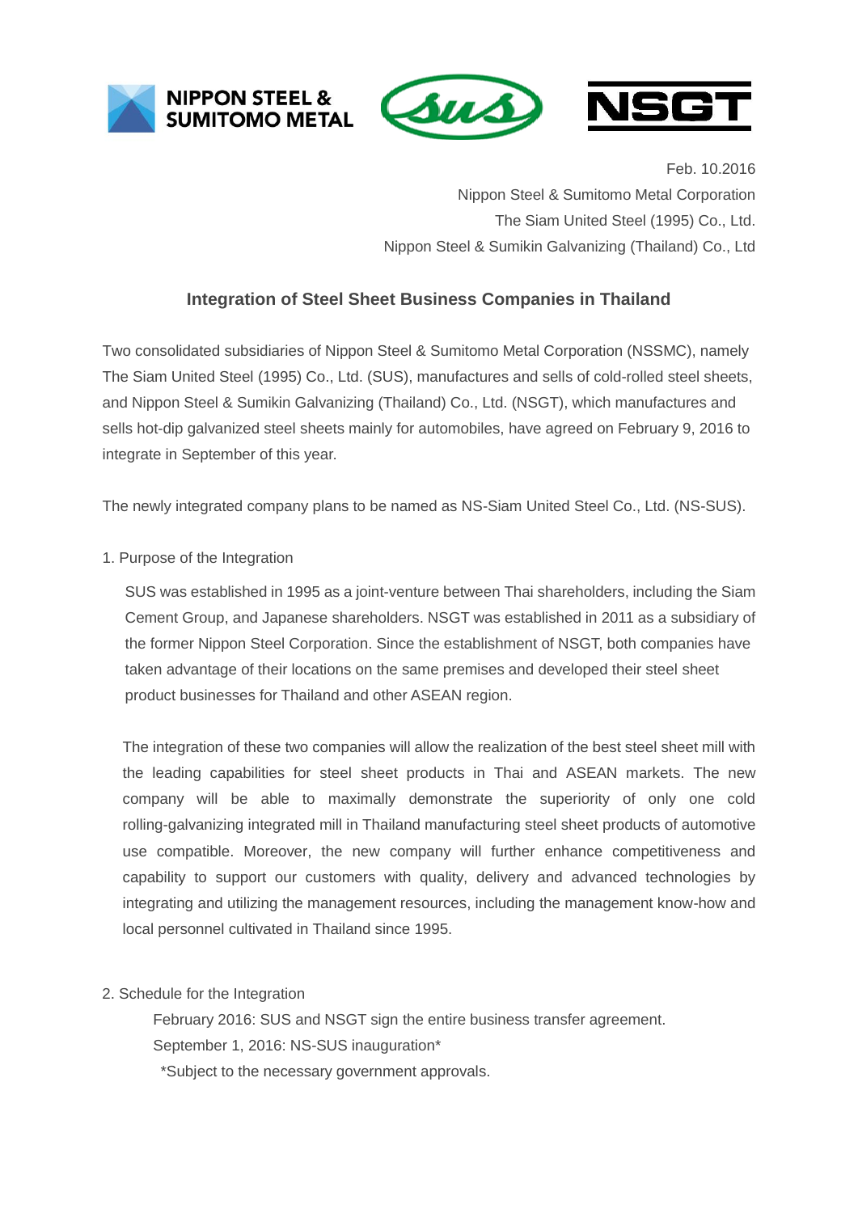NIPPON STEEL & SUMITOMO METAL

SUS

NSGT

Feb. 10.2016

Nippon Steel & Sumitomo Metal Corporation

The Siam United Steel (1995) Co., Ltd.

Nippon Steel & Sumikin Galvanizing (Thailand) Co., Ltd

## Integration of Steel Sheet Business Companies in Thailand

Two consolidated subsidiaries of Nippon Steel & Sumitomo Metal Corporation (NSSMC), namely The Siam United Steel (1995) Co., Ltd. (SUS), manufactures and sells of cold-rolled steel sheets, and Nippon Steel & Sumikin Galvanizing (Thailand) Co., Ltd. (NSGT), which manufactures and sells hot-dip galvanized steel sheets mainly for automobiles, have agreed on February 9, 2016 to integrate in September of this year.

The newly integrated company plans to be named as NS-Siam United Steel Co., Ltd. (NS-SUS).

1. Purpose of the Integration

SUS was established in 1995 as a joint-venture between Thai shareholders, including the Siam Cement Group, and Japanese shareholders. NSGT was established in 2011 as a subsidiary of the former Nippon Steel Corporation. Since the establishment of NSGT, both companies have taken advantage of their locations on the same premises and developed their steel sheet product businesses for Thailand and other ASEAN region.

The integration of these two companies will allow the realization of the best steel sheet mill with the leading capabilities for steel sheet products in Thai and ASEAN markets. The new company will be able to maximally demonstrate the superiority of only one cold rolling-galvanizing integrated mill in Thailand manufacturing steel sheet products of automotive use compatible. Moreover, the new company will further enhance competitiveness and capability to support our customers with quality, delivery and advanced technologies by integrating and utilizing the management resources, including the management know-how and local personnel cultivated in Thailand since 1995.

2. Schedule for the Integration

February 2016: SUS and NSGT sign the entire business transfer agreement.

September 1, 2016: NS-SUS inauguration*

*Subject to the necessary government approvals.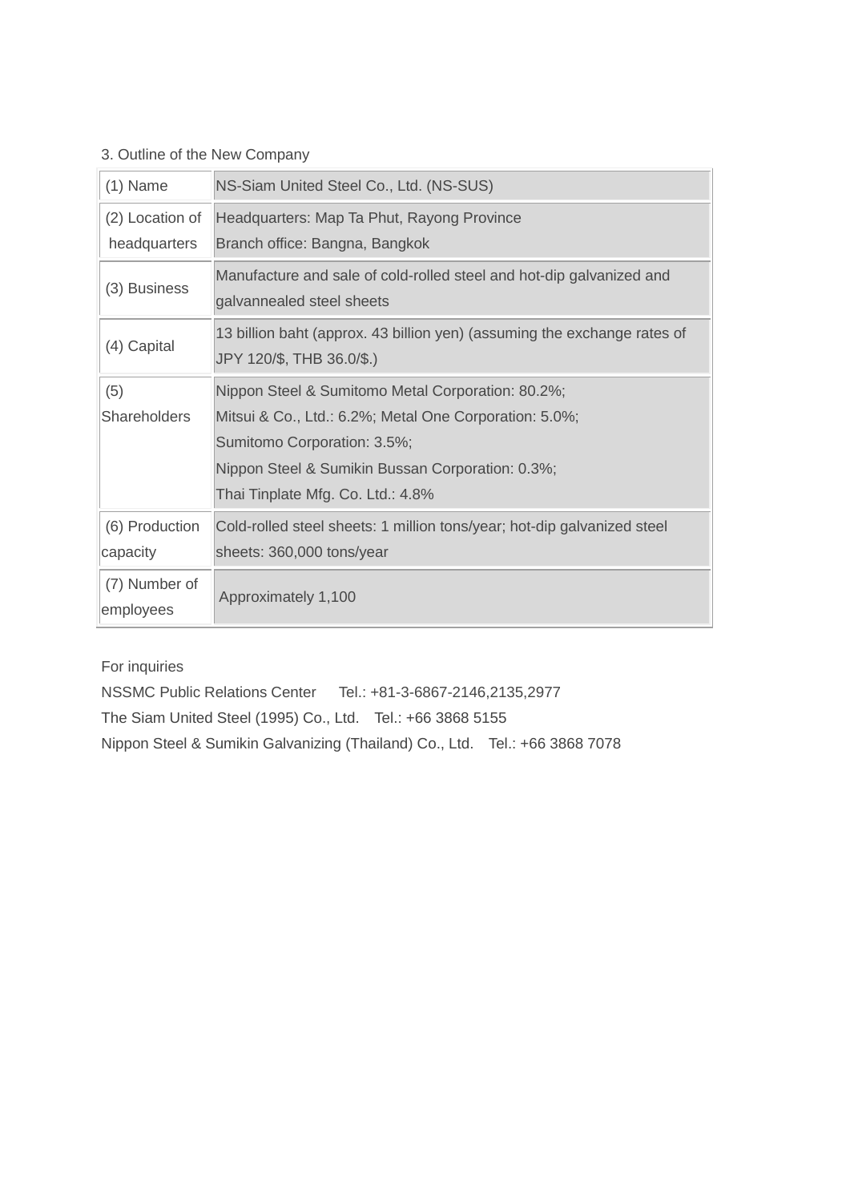3. Outline of the New Company

| | |
|---|---|
| (1) Name | NS-Siam United Steel Co., Ltd. (NS-SUS) |
| (2) Location of headquarters | Headquarters: Map Ta Phut, Rayong Province<br>Branch office: Bangna, Bangkok |
| (3) Business | Manufacture and sale of cold-rolled steel and hot-dip galvanized and galvannealed steel sheets |
| (4) Capital | 13 billion baht (approx. 43 billion yen) (assuming the exchange rates of JPY 120/$, THB 36.0/$.) |
| (5) Shareholders | Nippon Steel & Sumitomo Metal Corporation: 80.2%;<br>Mitsui & Co., Ltd.: 6.2%; Metal One Corporation: 5.0%;<br>Sumitomo Corporation: 3.5%;<br>Nippon Steel & Sumikin Bussan Corporation: 0.3%;<br>Thai Tinplate Mfg. Co. Ltd.: 4.8% |
| (6) Production capacity | Cold-rolled steel sheets: 1 million tons/year; hot-dip galvanized steel sheets: 360,000 tons/year |
| (7) Number of employees | Approximately 1,100 |

For inquiries

NSSMC Public Relations Center Tel.: +81-3-6867-2146,2135,2977

The Siam United Steel (1995) Co., Ltd. Tel.: +66 3868 5155

Nippon Steel & Sumikin Galvanizing (Thailand) Co., Ltd. Tel.: +66 3868 7078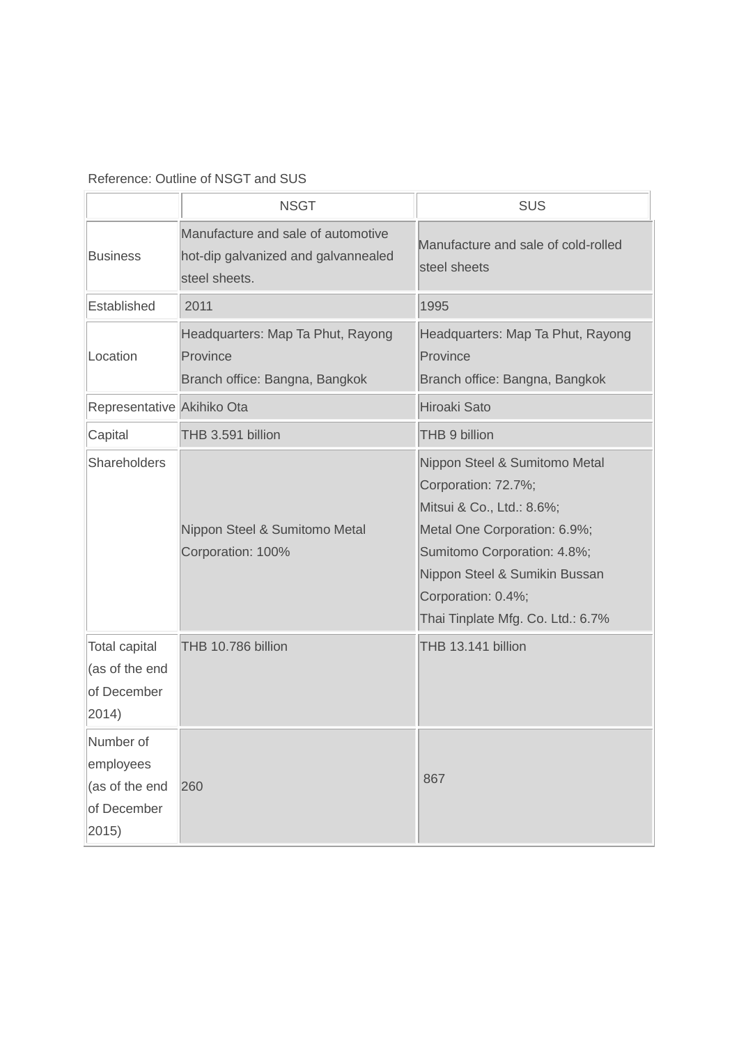Reference: Outline of NSGT and SUS

| | NSGT | SUS |
|---|---|---|
| Business | Manufacture and sale of automotive hot-dip galvanized and galvannealed steel sheets. | Manufacture and sale of cold-rolled steel sheets |
| Established | 2011 | 1995 |
| Location | Headquarters: Map Ta Phut, Rayong Province<br>Branch office: Bangna, Bangkok | Headquarters: Map Ta Phut, Rayong Province<br>Branch office: Bangna, Bangkok |
| Representative | Akihiko Ota | Hiroaki Sato |
| Capital | THB 3.591 billion | THB 9 billion |
| Shareholders | Nippon Steel & Sumitomo Metal Corporation: 100% | Nippon Steel & Sumitomo Metal Corporation: 72.7%;<br>Mitsui & Co., Ltd.: 8.6%;<br>Metal One Corporation: 6.9%;<br>Sumitomo Corporation: 4.8%;<br>Nippon Steel & Sumikin Bussan Corporation: 0.4%;<br>Thai Tinplate Mfg. Co. Ltd.: 6.7% |
| Total capital (as of the end of December 2014) | THB 10.786 billion | THB 13.141 billion |
| Number of employees (as of the end of December 2015) | 260 | 867 |